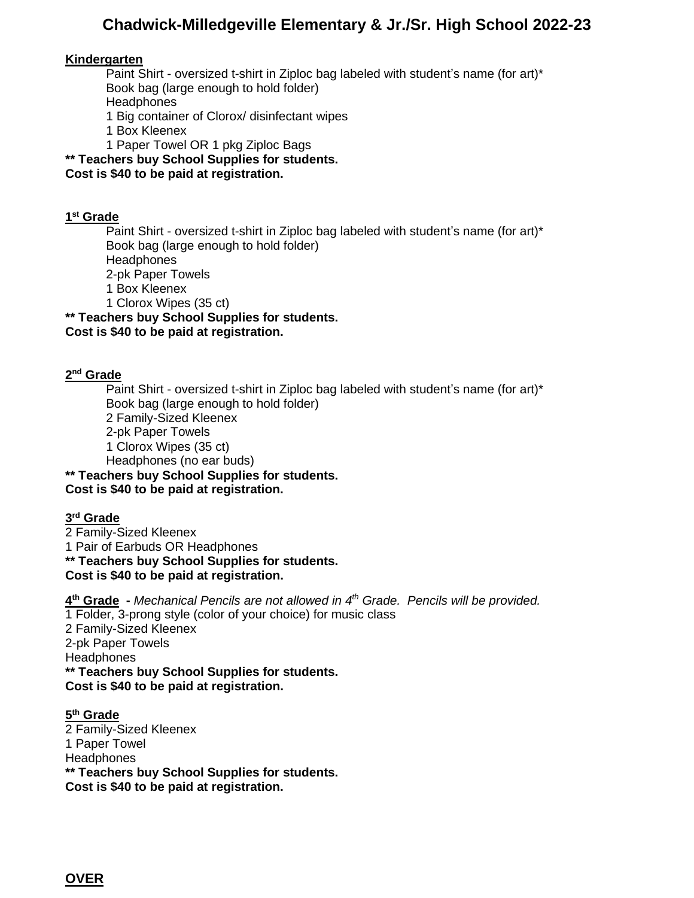# Chadwick-Milledgeville Elementary & Jr./Sr. High School 2022-23

**Kindergarten**

- Paint Shirt - oversized t-shirt in Ziploc bag labeled with student's name (for art)*
- Book bag (large enough to hold folder)
- Headphones
- 1 Big container of Clorox/ disinfectant wipes
- 1 Box Kleenex
- 1 Paper Towel OR 1 pkg Ziploc Bags

**** Teachers buy School Supplies for students.**
**Cost is $40 to be paid at registration.**

**1st Grade**

- Paint Shirt - oversized t-shirt in Ziploc bag labeled with student's name (for art)*
- Book bag (large enough to hold folder)
- Headphones
- 2-pk Paper Towels
- 1 Box Kleenex
- 1 Clorox Wipes (35 ct)

**** Teachers buy School Supplies for students.**
**Cost is $40 to be paid at registration.**

**2nd Grade**

- Paint Shirt - oversized t-shirt in Ziploc bag labeled with student's name (for art)*
- Book bag (large enough to hold folder)
- 2 Family-Sized Kleenex
- 2-pk Paper Towels
- 1 Clorox Wipes (35 ct)
- Headphones (no ear buds)

**** Teachers buy School Supplies for students.**
**Cost is $40 to be paid at registration.**

**3rd Grade**

2 Family-Sized Kleenex
1 Pair of Earbuds OR Headphones
**** Teachers buy School Supplies for students.**
**Cost is $40 to be paid at registration.**

**4th Grade** - *Mechanical Pencils are not allowed in 4th Grade. Pencils will be provided.*

1 Folder, 3-prong style (color of your choice) for music class
2 Family-Sized Kleenex
2-pk Paper Towels
Headphones
**** Teachers buy School Supplies for students.**
**Cost is $40 to be paid at registration.**

**5th Grade**

2 Family-Sized Kleenex
1 Paper Towel
Headphones
**** Teachers buy School Supplies for students.**
**Cost is $40 to be paid at registration.**

**OVER**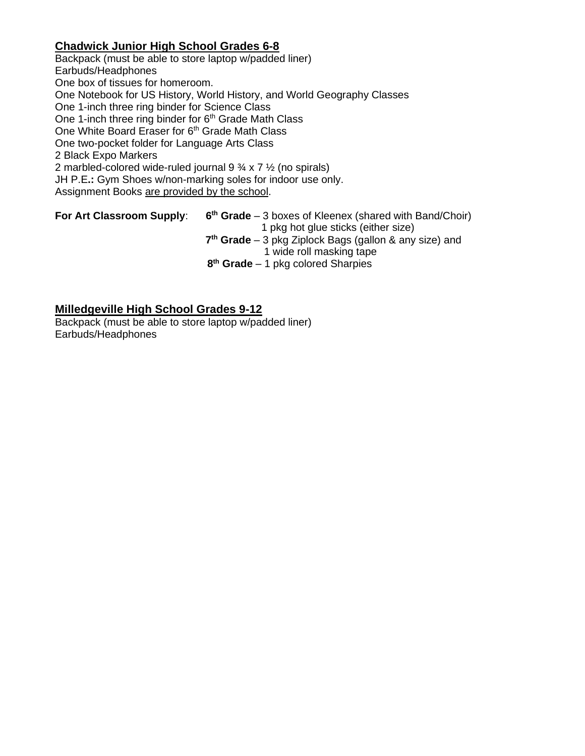## Chadwick Junior High School Grades 6-8

Backpack (must be able to store laptop w/padded liner)
Earbuds/Headphones
One box of tissues for homeroom.
One Notebook for US History, World History, and World Geography Classes
One 1-inch three ring binder for Science Class
One 1-inch three ring binder for 6th Grade Math Class
One White Board Eraser for 6th Grade Math Class
One two-pocket folder for Language Arts Class
2 Black Expo Markers
2 marbled-colored wide-ruled journal 9 ¾ x 7 ½ (no spirals)
JH P.E.**:** Gym Shoes w/non-marking soles for indoor use only.
Assignment Books are provided by the school.

**For Art Classroom Supply**:

**6th Grade** – 3 boxes of Kleenex (shared with Band/Choir)
1 pkg hot glue sticks (either size)
**7th Grade** – 3 pkg Ziplock Bags (gallon & any size) and
1 wide roll masking tape
**8th Grade** – 1 pkg colored Sharpies

## Milledgeville High School Grades 9-12

Backpack (must be able to store laptop w/padded liner)
Earbuds/Headphones